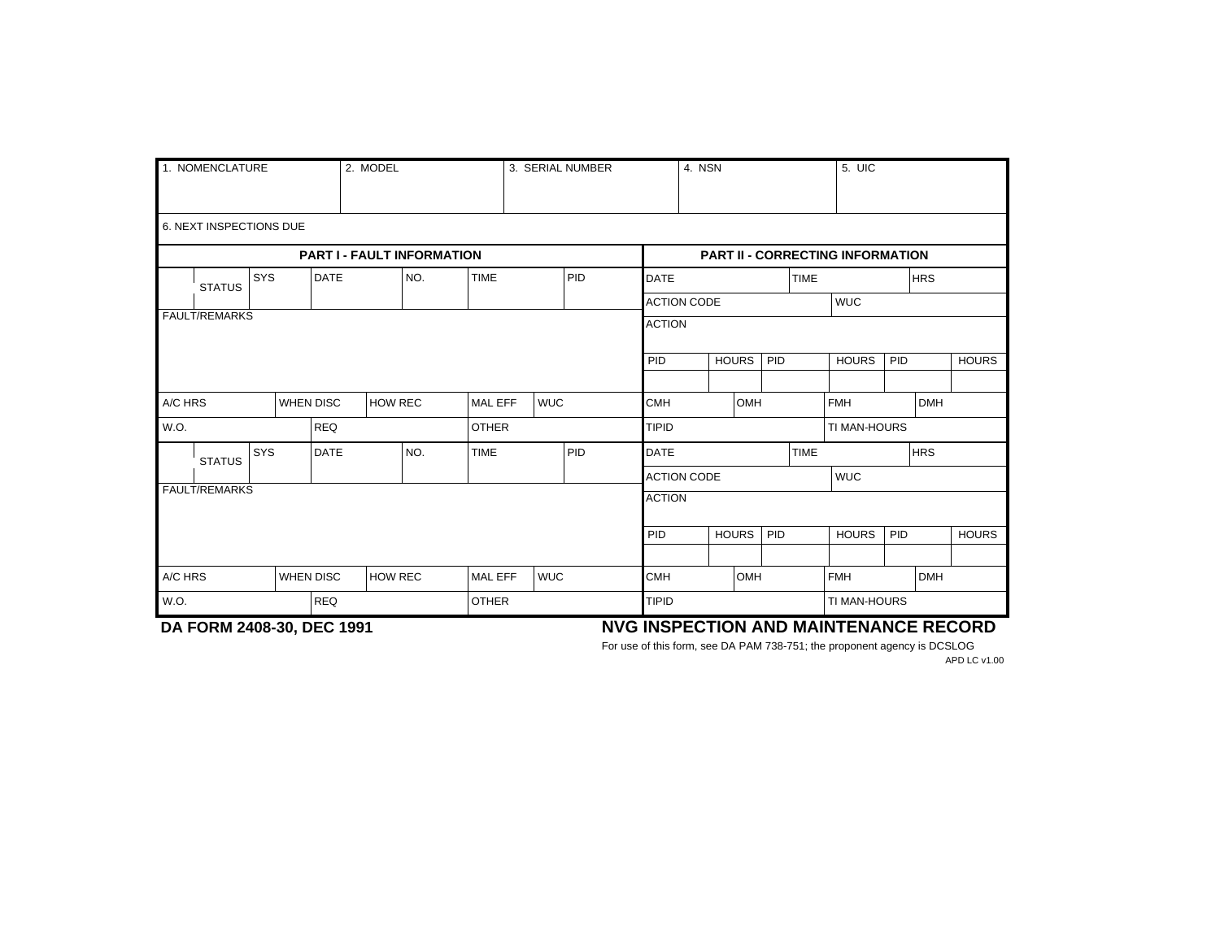| 1. NOMENCLATURE | 2. MODEL | 3. SERIAL NUMBER | 4. NSN | 5. UIC |
|---|---|---|---|---|
| | | | | |

6. NEXT INSPECTIONS DUE

| PART I - FAULT INFORMATION | | | | | | | PART II - CORRECTING INFORMATION | | | | | |
|---|---|---|---|---|---|---|---|---|---|---|---|---|
| STATUS | SYS | DATE | NO. | TIME | PID | | DATE | | TIME | | HRS | |
| | | | | | | | ACTION CODE | | | WUC | | |
| FAULT/REMARKS | | | | | | | ACTION | | | | | |
| | | | | | | | PID | HOURS | PID | HOURS | PID | HOURS |
| | | | | | | | | | | | | |
| A/C HRS | WHEN DISC | HOW REC | MAL EFF | WUC | | | CMH | OMH | | FMH | DMH | |
| W.O. | REQ | | OTHER | | | | TIPID | | | TI MAN-HOURS | | |
| STATUS | SYS | DATE | NO. | TIME | PID | | DATE | | TIME | | HRS | |
| | | | | | | | ACTION CODE | | | WUC | | |
| FAULT/REMARKS | | | | | | | ACTION | | | | | |
| | | | | | | | PID | HOURS | PID | HOURS | PID | HOURS |
| | | | | | | | | | | | | |
| A/C HRS | WHEN DISC | HOW REC | MAL EFF | WUC | | | CMH | OMH | | FMH | DMH | |
| W.O. | REQ | | OTHER | | | | TIPID | | | TI MAN-HOURS | | |

**DA FORM 2408-30, DEC 1991**

**NVG INSPECTION AND MAINTENANCE RECORD**

For use of this form, see DA PAM 738-751; the proponent agency is DCSLOG

APD LC v1.00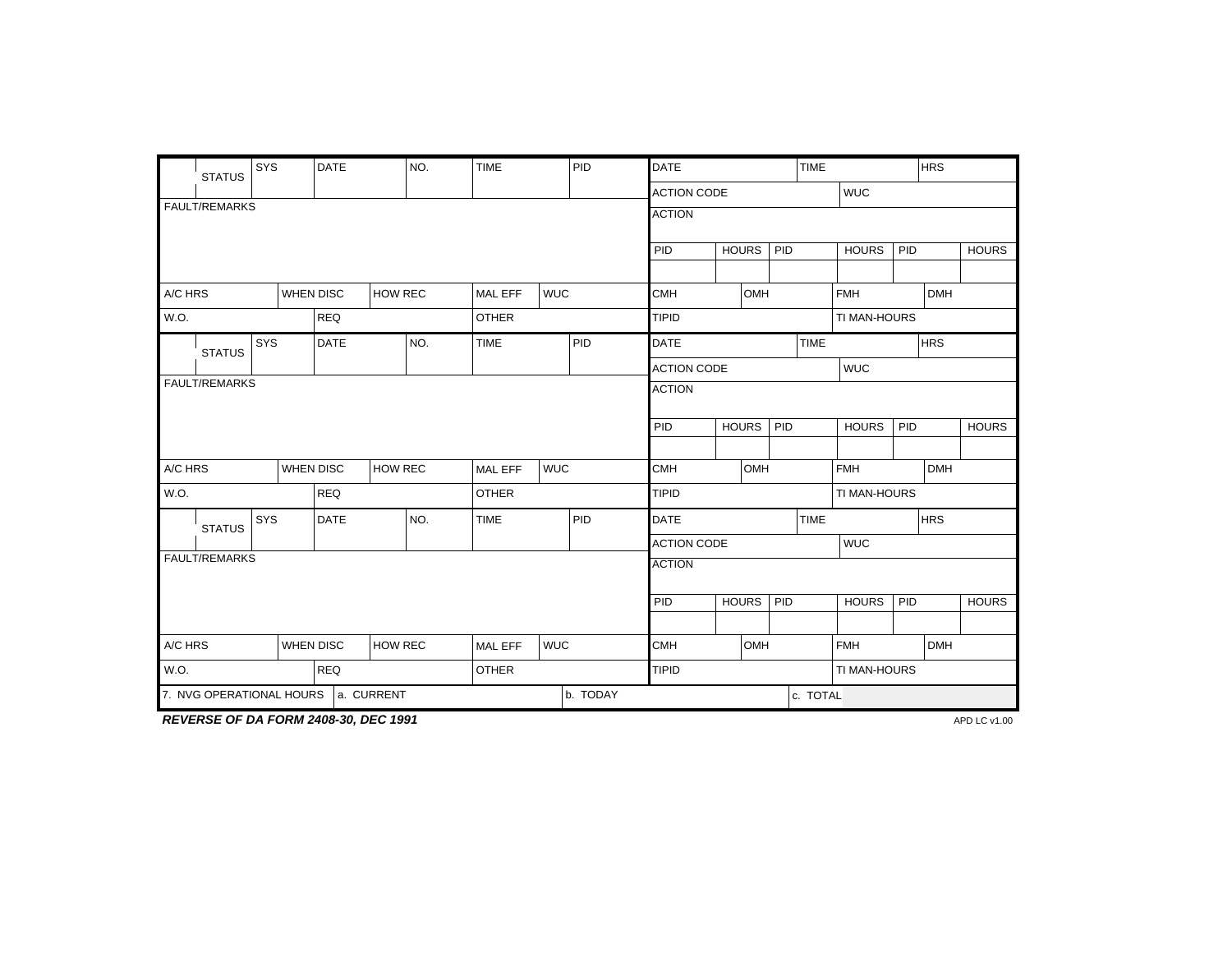| | | | | | | | | | | | | | |
|---|---|---|---|---|---|---|---|---|---|---|---|---|---|
| STATUS | SYS | DATE | NO. | TIME | PID | DATE | | TIME | | HRS | | | |
| | | | | | | ACTION CODE | | | WUC | | | | |
| FAULT/REMARKS | | | | | | ACTION | | | | | | | |
| | | | | | | PID | HOURS | PID | HOURS | PID | HOURS | | |
| | | | | | | | | | | | | | |
| A/C HRS | WHEN DISC | HOW REC | MAL EFF | WUC | | CMH | OMH | | FMH | DMH | | | |
| W.O. | | REQ | | OTHER | | TIPID | | | TI MAN-HOURS | | | | |
| STATUS | SYS | DATE | NO. | TIME | PID | DATE | | TIME | | HRS | | | |
| | | | | | | ACTION CODE | | | WUC | | | | |
| FAULT/REMARKS | | | | | | ACTION | | | | | | | |
| | | | | | | PID | HOURS | PID | HOURS | PID | HOURS | | |
| | | | | | | | | | | | | | |
| A/C HRS | WHEN DISC | HOW REC | MAL EFF | WUC | | CMH | OMH | | FMH | DMH | | | |
| W.O. | | REQ | | OTHER | | TIPID | | | TI MAN-HOURS | | | | |
| STATUS | SYS | DATE | NO. | TIME | PID | DATE | | TIME | | HRS | | | |
| | | | | | | ACTION CODE | | | WUC | | | | |
| FAULT/REMARKS | | | | | | ACTION | | | | | | | |
| | | | | | | PID | HOURS | PID | HOURS | PID | HOURS | | |
| | | | | | | | | | | | | | |
| A/C HRS | WHEN DISC | HOW REC | MAL EFF | WUC | | CMH | OMH | | FMH | DMH | | | |
| W.O. | | REQ | | OTHER | | TIPID | | | TI MAN-HOURS | | | | |
| 7. NVG OPERATIONAL HOURS | a. CURRENT | | | b. TODAY | | | | c. TOTAL | | | | | |

***REVERSE OF DA FORM 2408-30, DEC 1991***

APD LC v1.00